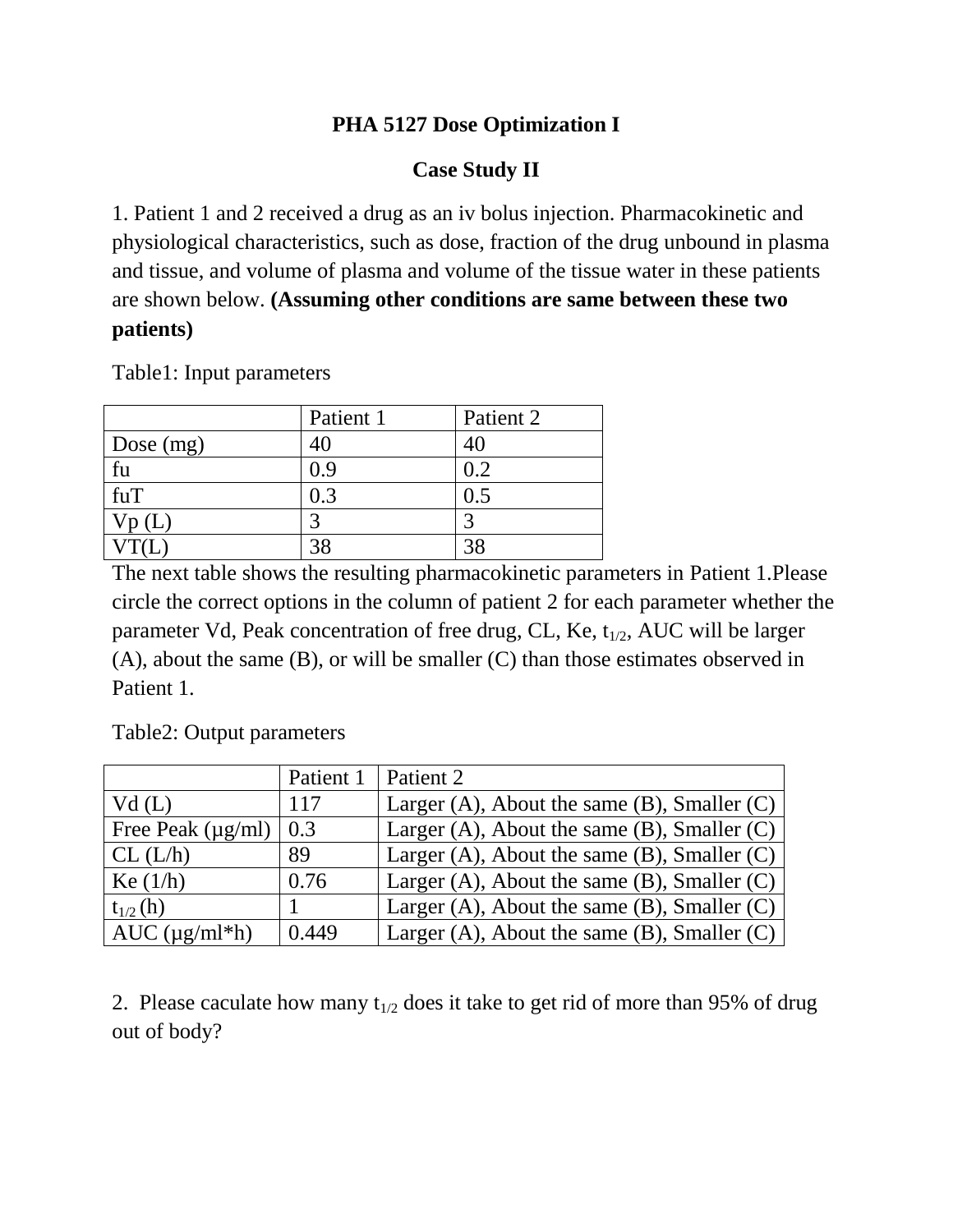# PHA 5127 Dose Optimization I

## Case Study II

1. Patient 1 and 2 received a drug as an iv bolus injection. Pharmacokinetic and physiological characteristics, such as dose, fraction of the drug unbound in plasma and tissue, and volume of plasma and volume of the tissue water in these patients are shown below. **(Assuming other conditions are same between these two patients)**

Table1: Input parameters

| | Patient 1 | Patient 2 |
|---|---|---|
| Dose (mg) | 40 | 40 |
| fu | 0.9 | 0.2 |
| fuT | 0.3 | 0.5 |
| Vp (L) | 3 | 3 |
| VT(L) | 38 | 38 |

The next table shows the resulting pharmacokinetic parameters in Patient 1.Please circle the correct options in the column of patient 2 for each parameter whether the parameter Vd, Peak concentration of free drug, CL, Ke, $t_{1/2}$, AUC will be larger (A), about the same (B), or will be smaller (C) than those estimates observed in Patient 1.

Table2: Output parameters

| | Patient 1 | Patient 2 |
|---|---|---|
| Vd (L) | 117 | Larger (A), About the same (B), Smaller (C) |
| Free Peak (µg/ml) | 0.3 | Larger (A), About the same (B), Smaller (C) |
| CL (L/h) | 89 | Larger (A), About the same (B), Smaller (C) |
| Ke (1/h) | 0.76 | Larger (A), About the same (B), Smaller (C) |
| $t_{1/2}$ (h) | 1 | Larger (A), About the same (B), Smaller (C) |
| AUC (µg/ml*h) | 0.449 | Larger (A), About the same (B), Smaller (C) |

2. Please caculate how many $t_{1/2}$ does it take to get rid of more than 95% of drug out of body?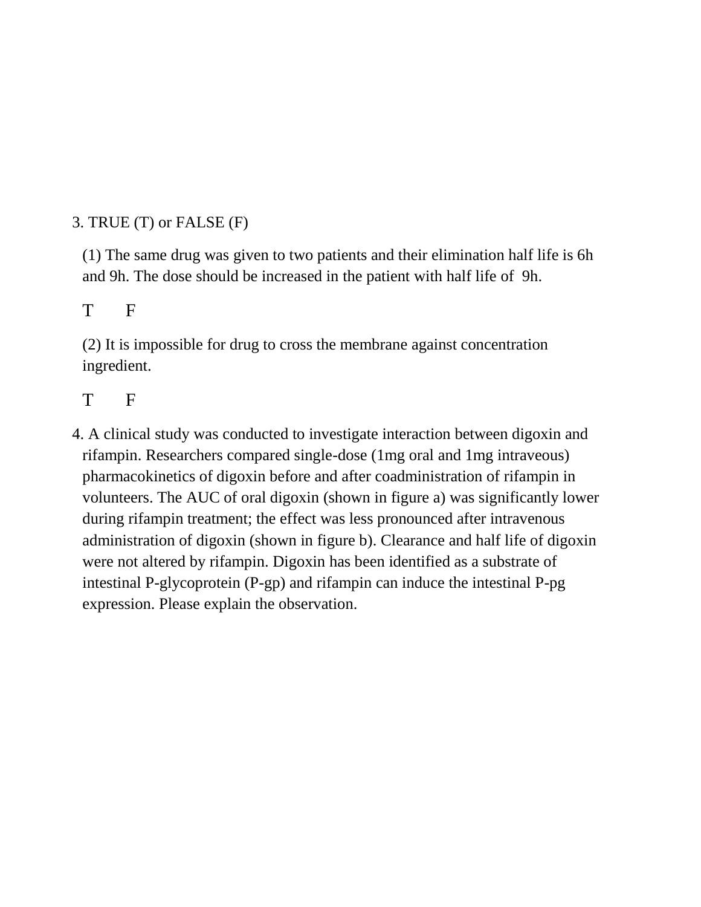3. TRUE (T) or FALSE (F)

(1) The same drug was given to two patients and their elimination half life is 6h and 9h. The dose should be increased in the patient with half life of 9h.

T F

(2) It is impossible for drug to cross the membrane against concentration ingredient.

T F

4. A clinical study was conducted to investigate interaction between digoxin and rifampin. Researchers compared single-dose (1mg oral and 1mg intraveous) pharmacokinetics of digoxin before and after coadministration of rifampin in volunteers. The AUC of oral digoxin (shown in figure a) was significantly lower during rifampin treatment; the effect was less pronounced after intravenous administration of digoxin (shown in figure b). Clearance and half life of digoxin were not altered by rifampin. Digoxin has been identified as a substrate of intestinal P-glycoprotein (P-gp) and rifampin can induce the intestinal P-pg expression. Please explain the observation.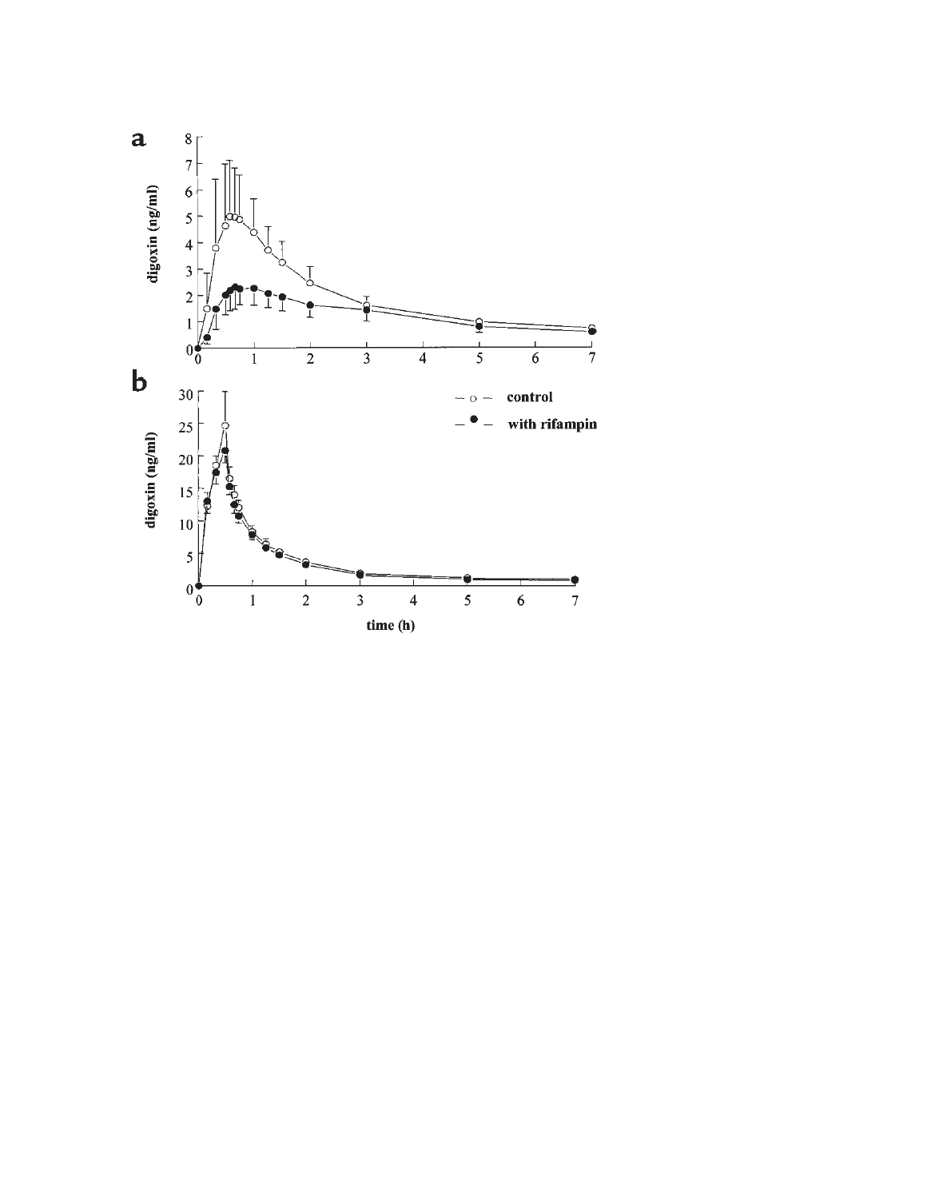a

digoxin (ng/ml)

8
7
6
5
4
3
2
1
0

0 1 2 3 4 5 6 7

b

digoxin (ng/ml)

30
25
20
15
10
5
0

0 1 2 3 4 5 6 7

time (h)

control

with rifampin